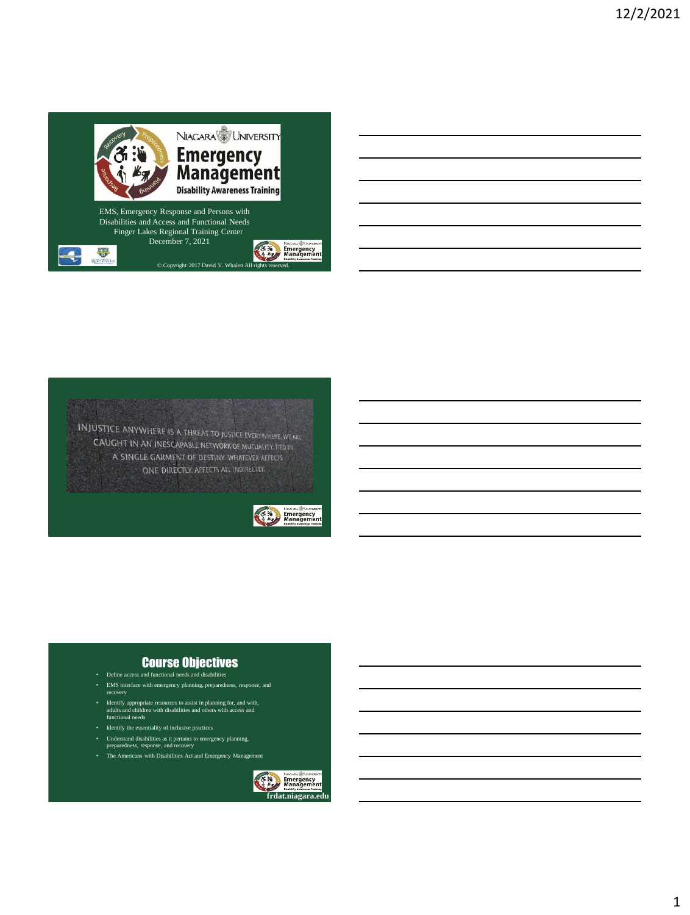Niagara University Emergency Management Disability Awareness Training

EMS, Emergency Response and Persons with Disabilities and Access and Functional Needs
Finger Lakes Regional Training Center
December 7, 2021

© Copyright 2017 David V. Whalen All rights reserved.

---

INJUSTICE ANYWHERE IS A THREAT TO JUSTICE EVERYWHERE. WE ARE CAUGHT IN AN INESCAPABLE NETWORK OF MUTUALITY, TIED IN A SINGLE GARMENT OF DESTINY. WHATEVER AFFECTS ONE DIRECTLY, AFFECTS ALL INDIRECTLY.

---

## Course Objectives

- Define access and functional needs and disabilities
- EMS interface with emergency planning, preparedness, response, and recovery
- Identify appropriate resources to assist in planning for, and with, adults and children with disabilities and others with access and functional needs
- Identify the essentiality of inclusive practices
- Understand disabilities as it pertains to emergency planning, preparedness, response, and recovery
- The Americans with Disabilities Act and Emergency Management

frdat.niagara.edu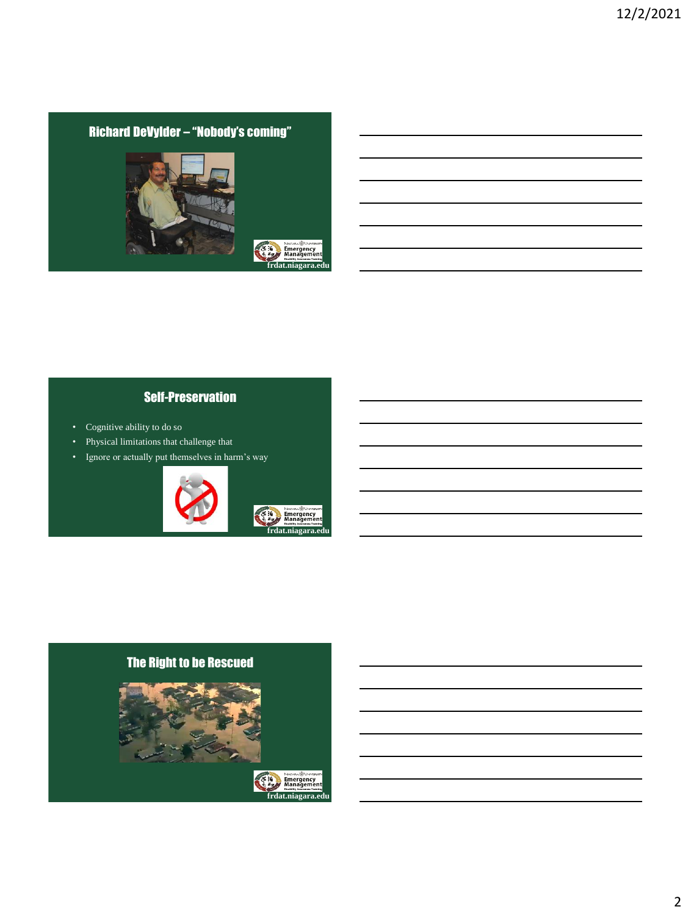## Richard DeVylder – "Nobody's coming"

frdat.niagara.edu

## Self-Preservation

- Cognitive ability to do so
- Physical limitations that challenge that
- Ignore or actually put themselves in harm's way

frdat.niagara.edu

## The Right to be Rescued

frdat.niagara.edu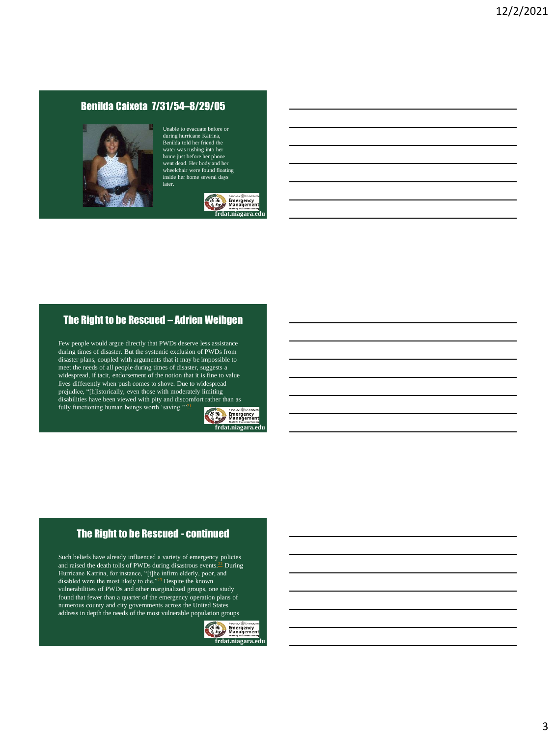## Benilda Caixeta 7/31/54–8/29/05

Unable to evacuate before or during hurricane Katrina, Benilda told her friend the water was rushing into her home just before her phone went dead. Her body and her wheelchair were found floating inside her home several days later.

frdat.niagara.edu

## The Right to be Rescued – Adrien Weibgen

Few people would argue directly that PWDs deserve less assistance during times of disaster. But the systemic exclusion of PWDs from disaster plans, coupled with arguments that it may be impossible to meet the needs of all people during times of disaster, suggests a widespread, if tacit, endorsement of the notion that it is fine to value lives differently when push comes to shove. Due to widespread prejudice, "[h]istorically, even those with moderately limiting disabilities have been viewed with pity and discomfort rather than as fully functioning human beings worth 'saving.'"[21]

frdat.niagara.edu

## The Right to be Rescued - continued

Such beliefs have already influenced a variety of emergency policies and raised the death tolls of PWDs during disastrous events.[22] During Hurricane Katrina, for instance, "[t]he infirm elderly, poor, and disabled were the most likely to die."[23] Despite the known vulnerabilities of PWDs and other marginalized groups, one study found that fewer than a quarter of the emergency operation plans of numerous county and city governments across the United States address in depth the needs of the most vulnerable population groups

frdat.niagara.edu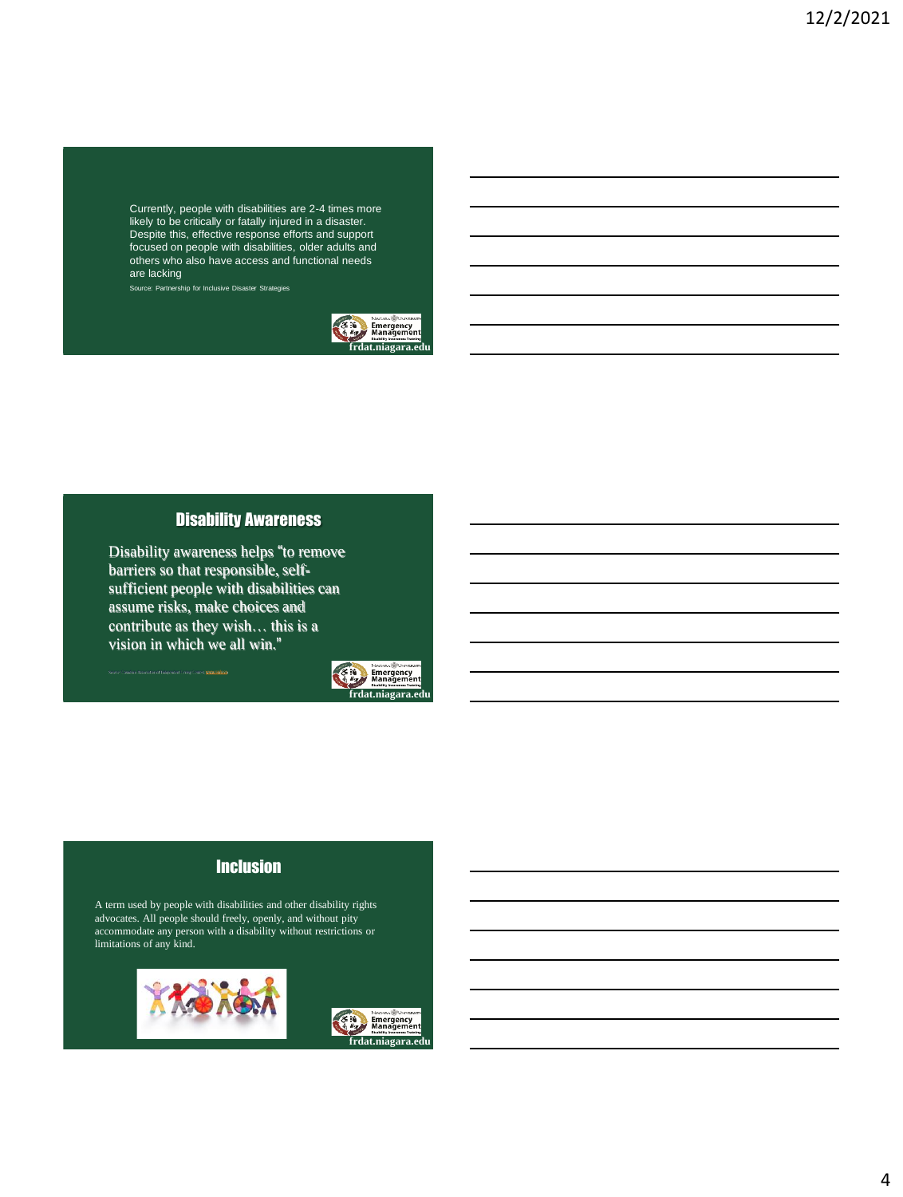Currently, people with disabilities are 2-4 times more likely to be critically or fatally injured in a disaster. Despite this, effective response efforts and support focused on people with disabilities, older adults and others who also have access and functional needs are lacking

Source: Partnership for Inclusive Disaster Strategies

frdat.niagara.edu

## Disability Awareness

Disability awareness helps "to remove barriers so that responsible, self-sufficient people with disabilities can assume risks, make choices and contribute as they wish… this is a vision in which we all win."

frdat.niagara.edu

## Inclusion

A term used by people with disabilities and other disability rights advocates. All people should freely, openly, and without pity accommodate any person with a disability without restrictions or limitations of any kind.

frdat.niagara.edu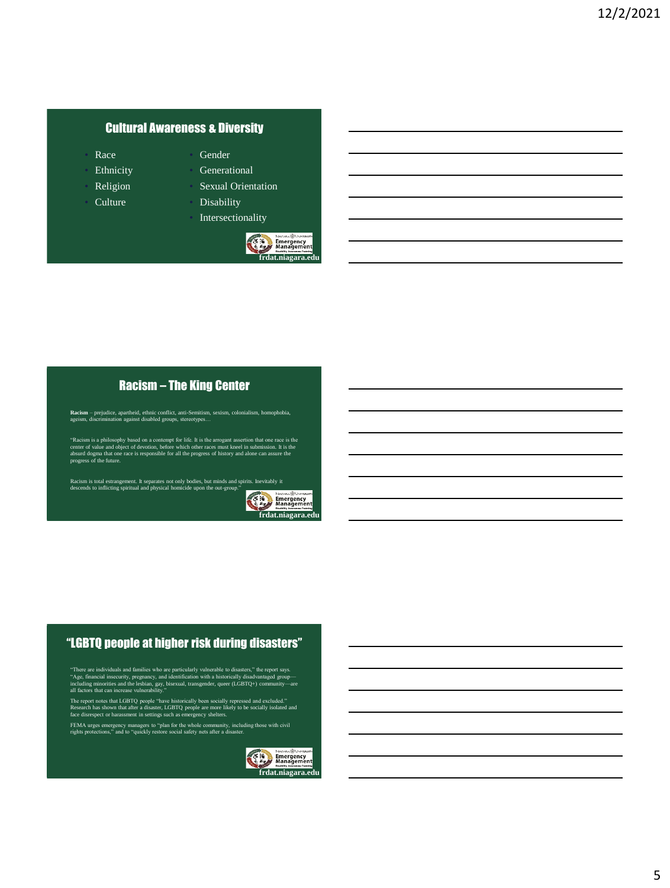## Cultural Awareness & Diversity

- Race
- Ethnicity
- Religion
- Culture
- Gender
- Generational
- Sexual Orientation
- Disability
- Intersectionality

frdat.niagara.edu

## Racism – The King Center

**Racism** – prejudice, apartheid, ethnic conflict, anti-Semitism, sexism, colonialism, homophobia, ageism, discrimination against disabled groups, stereotypes…

"Racism is a philosophy based on a contempt for life. It is the arrogant assertion that one race is the center of value and object of devotion, before which other races must kneel in submission. It is the absurd dogma that one race is responsible for all the progress of history and alone can assure the progress of the future.

Racism is total estrangement. It separates not only bodies, but minds and spirits. Inevitably it descends to inflicting spiritual and physical homicide upon the out-group."

frdat.niagara.edu

## "LGBTQ people at higher risk during disasters"

"There are individuals and families who are particularly vulnerable to disasters," the report says. "Age, financial insecurity, pregnancy, and identification with a historically disadvantaged group—including minorities and the lesbian, gay, bisexual, transgender, queer (LGBTQ+) community—are all factors that can increase vulnerability."

The report notes that LGBTQ people "have historically been socially repressed and excluded." Research has shown that after a disaster, LGBTQ people are more likely to be socially isolated and face disrespect or harassment in settings such as emergency shelters.

FEMA urges emergency managers to "plan for the whole community, including those with civil rights protections," and to "quickly restore social safety nets after a disaster.

frdat.niagara.edu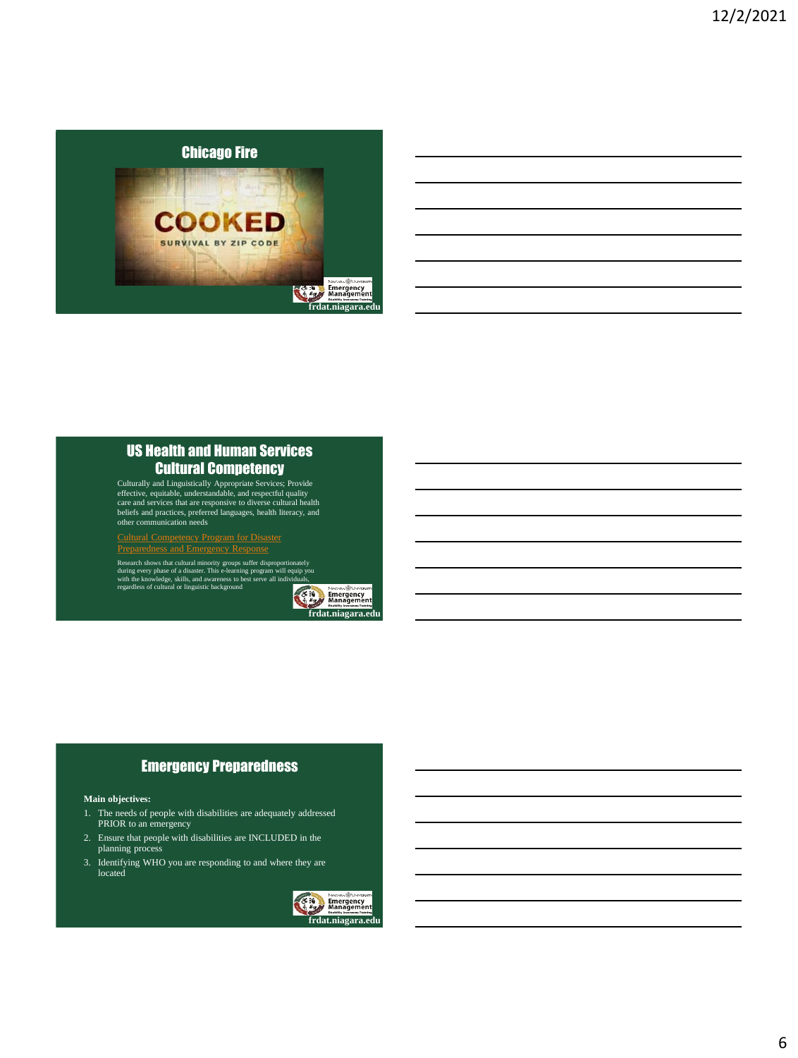## Chicago Fire

COOKED

SURVIVAL BY ZIP CODE

frdat.niagara.edu

## US Health and Human Services Cultural Competency

Culturally and Linguistically Appropriate Services; Provide effective, equitable, understandable, and respectful quality care and services that are responsive to diverse cultural health beliefs and practices, preferred languages, health literacy, and other communication needs

Cultural Competency Program for Disaster Preparedness and Emergency Response

Research shows that cultural minority groups suffer disproportionately during every phase of a disaster. This e-learning program will equip you with the knowledge, skills, and awareness to best serve all individuals, regardless of cultural or linguistic background

frdat.niagara.edu

## Emergency Preparedness

**Main objectives:**

1. The needs of people with disabilities are adequately addressed PRIOR to an emergency
2. Ensure that people with disabilities are INCLUDED in the planning process
3. Identifying WHO you are responding to and where they are located

frdat.niagara.edu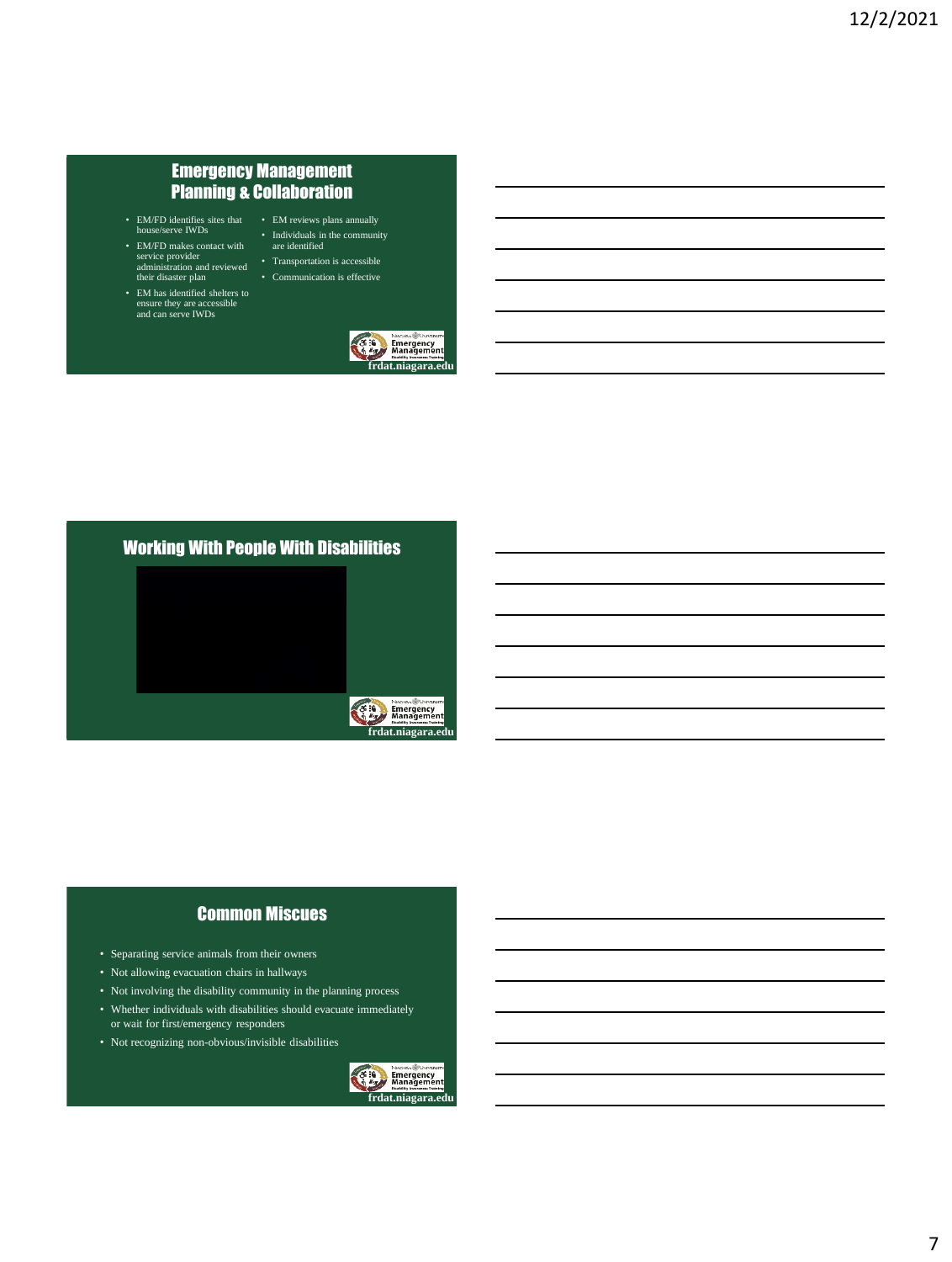## Emergency Management Planning & Collaboration

- EM/FD identifies sites that house/serve IWDs
- EM/FD makes contact with service provider administration and reviewed their disaster plan
- EM has identified shelters to ensure they are accessible and can serve IWDs
- EM reviews plans annually
- Individuals in the community are identified
- Transportation is accessible
- Communication is effective

Niagara University Emergency Management Disability Awareness Training

frdat.niagara.edu

## Working With People With Disabilities

Niagara University Emergency Management Disability Awareness Training

frdat.niagara.edu

## Common Miscues

- Separating service animals from their owners
- Not allowing evacuation chairs in hallways
- Not involving the disability community in the planning process
- Whether individuals with disabilities should evacuate immediately or wait for first/emergency responders
- Not recognizing non-obvious/invisible disabilities

Niagara University Emergency Management Disability Awareness Training

frdat.niagara.edu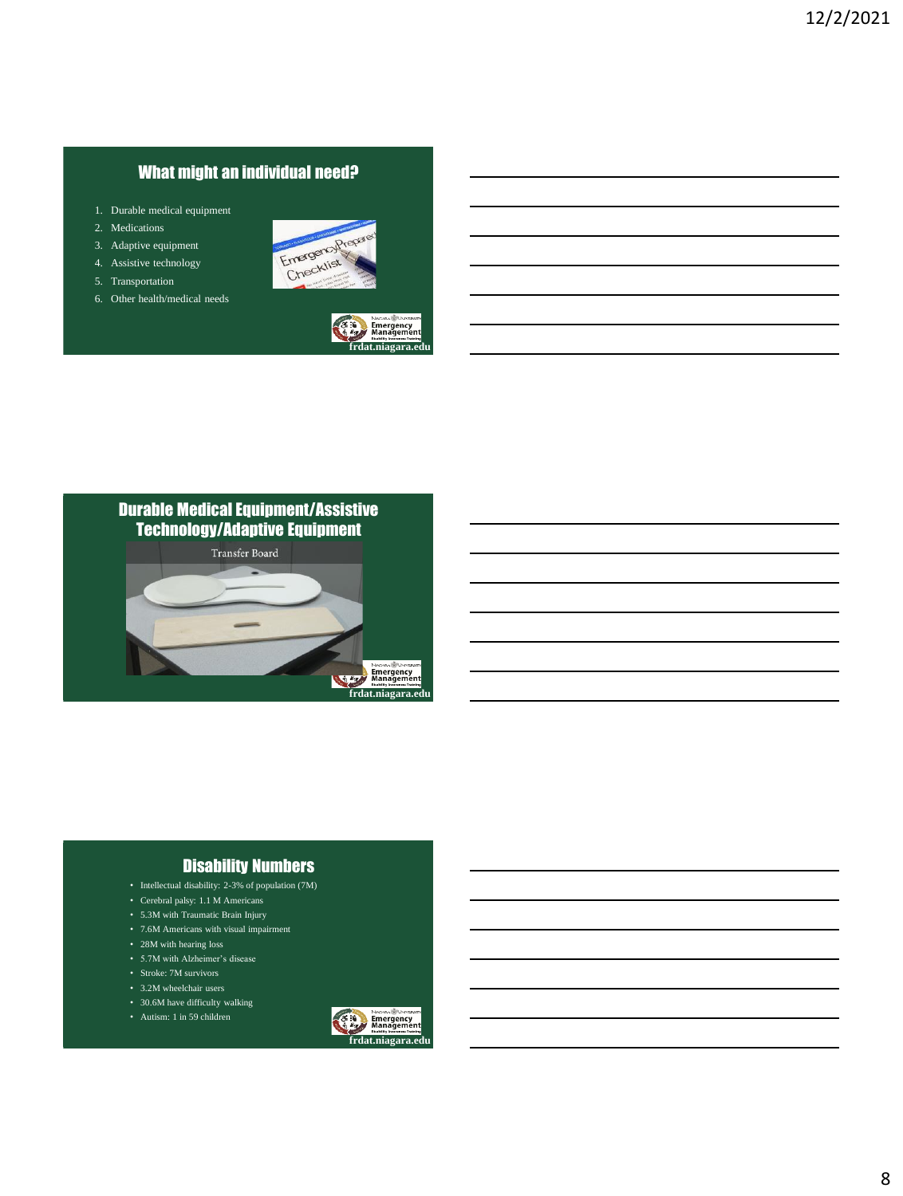## What might an individual need?

1. Durable medical equipment
2. Medications
3. Adaptive equipment
4. Assistive technology
5. Transportation
6. Other health/medical needs

frdat.niagara.edu

## Durable Medical Equipment/Assistive Technology/Adaptive Equipment

Transfer Board

frdat.niagara.edu

## Disability Numbers

- Intellectual disability: 2-3% of population (7M)
- Cerebral palsy: 1.1 M Americans
- 5.3M with Traumatic Brain Injury
- 7.6M Americans with visual impairment
- 28M with hearing loss
- 5.7M with Alzheimer's disease
- Stroke: 7M survivors
- 3.2M wheelchair users
- 30.6M have difficulty walking
- Autism: 1 in 59 children

frdat.niagara.edu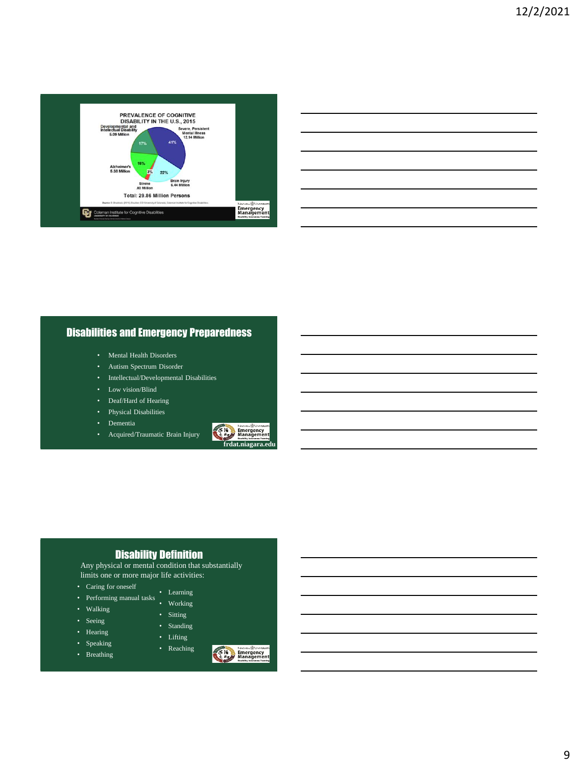**PREVALENCE OF COGNITIVE DISABILITY IN THE U.S., 2015**

- Severe, Persistent Mental Illness 12.14 Million — 41%
- Brain Injury 6.44 Million — 22%
- Stroke .80 Million — 3%
- Alzheimer's 5.38 Million — 18%
- Developmental and Intellectual Disability 5.09 Million — 17%

Total: 29.86 Million Persons

Coleman Institute for Cognitive Disabilities

## Disabilities and Emergency Preparedness

- Mental Health Disorders
- Autism Spectrum Disorder
- Intellectual/Developmental Disabilities
- Low vision/Blind
- Deaf/Hard of Hearing
- Physical Disabilities
- Dementia
- Acquired/Traumatic Brain Injury

frdat.niagara.edu

## Disability Definition

Any physical or mental condition that substantially limits one or more major life activities:

- Caring for oneself
- Performing manual tasks
- Walking
- Seeing
- Hearing
- Speaking
- Breathing
- Learning
- Working
- Sitting
- Standing
- Lifting
- Reaching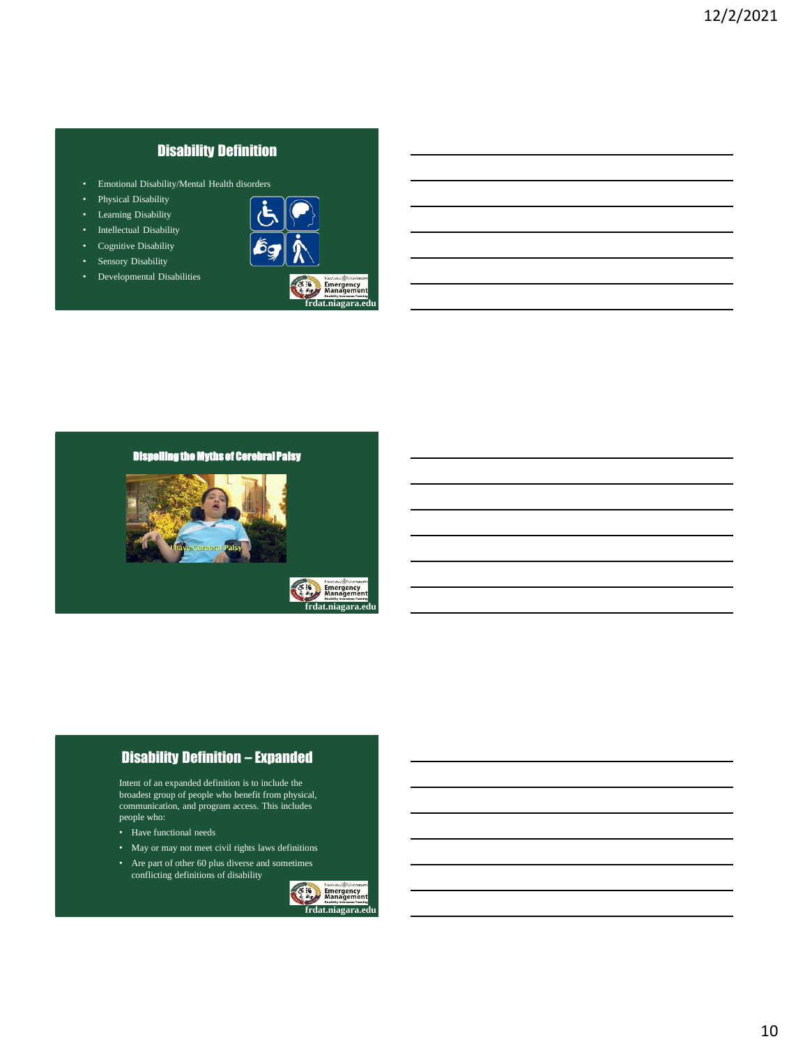## Disability Definition

- Emotional Disability/Mental Health disorders
- Physical Disability
- Learning Disability
- Intellectual Disability
- Cognitive Disability
- Sensory Disability
- Developmental Disabilities

frdat.niagara.edu

## Dispelling the Myths of Cerebral Palsy

I have Cerebral Palsy

frdat.niagara.edu

## Disability Definition – Expanded

Intent of an expanded definition is to include the broadest group of people who benefit from physical, communication, and program access. This includes people who:

- Have functional needs
- May or may not meet civil rights laws definitions
- Are part of other 60 plus diverse and sometimes conflicting definitions of disability

frdat.niagara.edu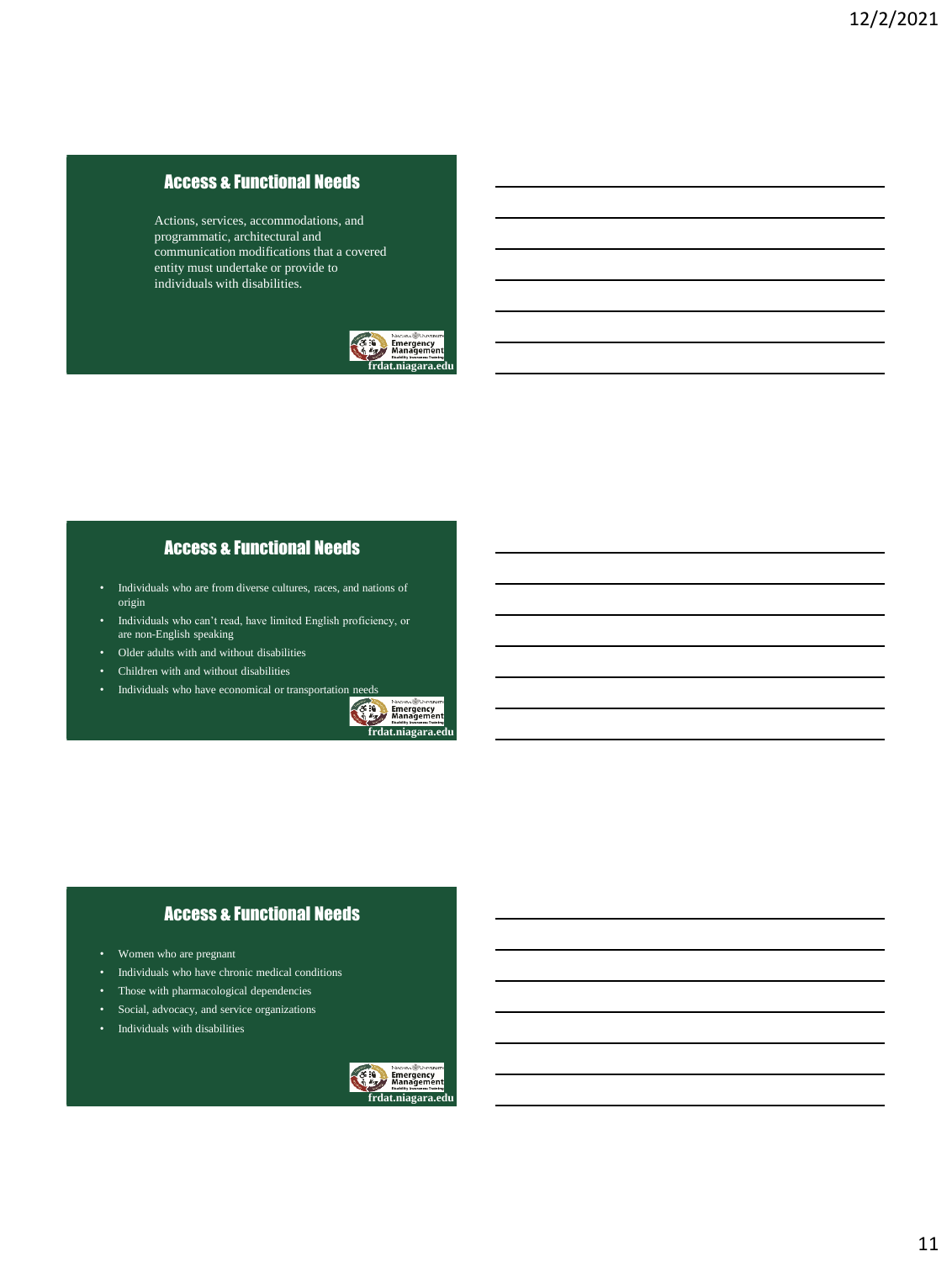## Access & Functional Needs

Actions, services, accommodations, and programmatic, architectural and communication modifications that a covered entity must undertake or provide to individuals with disabilities.

frdat.niagara.edu

## Access & Functional Needs

- Individuals who are from diverse cultures, races, and nations of origin
- Individuals who can't read, have limited English proficiency, or are non-English speaking
- Older adults with and without disabilities
- Children with and without disabilities
- Individuals who have economical or transportation needs

frdat.niagara.edu

## Access & Functional Needs

- Women who are pregnant
- Individuals who have chronic medical conditions
- Those with pharmacological dependencies
- Social, advocacy, and service organizations
- Individuals with disabilities

frdat.niagara.edu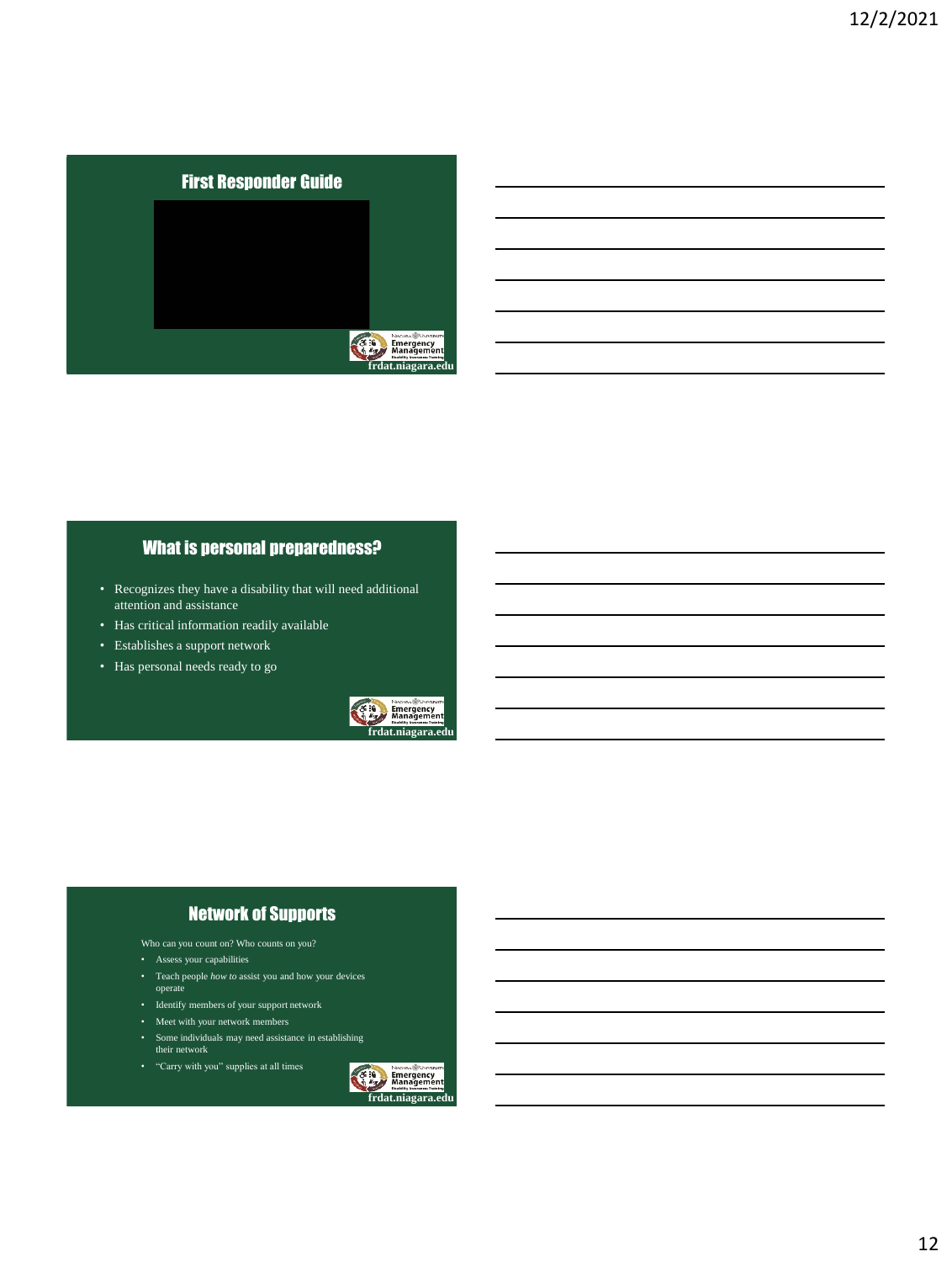## First Responder Guide

frdat.niagara.edu

## What is personal preparedness?

- Recognizes they have a disability that will need additional attention and assistance
- Has critical information readily available
- Establishes a support network
- Has personal needs ready to go

frdat.niagara.edu

## Network of Supports

Who can you count on? Who counts on you?

- Assess your capabilities
- Teach people *how to* assist you and how your devices operate
- Identify members of your support network
- Meet with your network members
- Some individuals may need assistance in establishing their network
- "Carry with you" supplies at all times

frdat.niagara.edu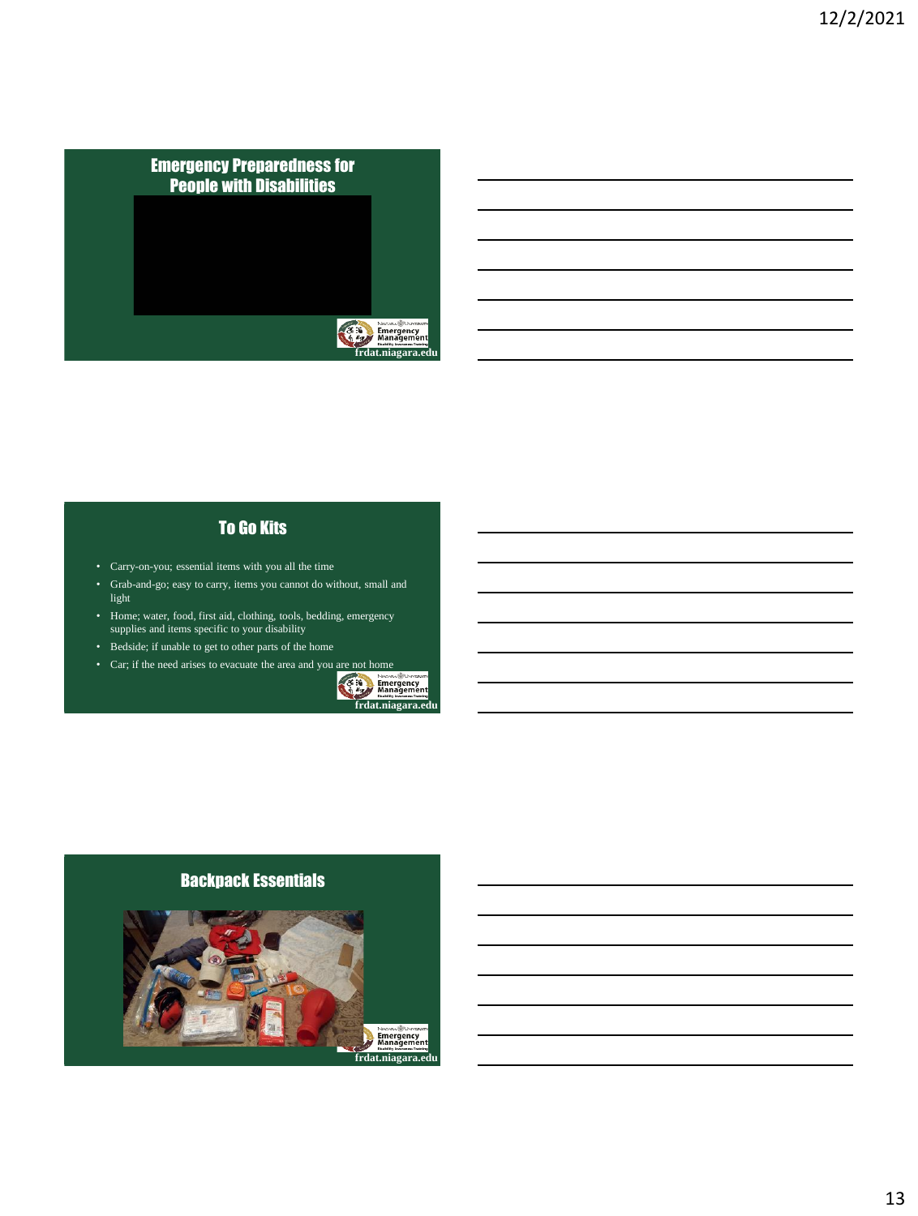## Emergency Preparedness for People with Disabilities

frdat.niagara.edu

## To Go Kits

- Carry-on-you; essential items with you all the time
- Grab-and-go; easy to carry, items you cannot do without, small and light
- Home; water, food, first aid, clothing, tools, bedding, emergency supplies and items specific to your disability
- Bedside; if unable to get to other parts of the home
- Car; if the need arises to evacuate the area and you are not home

frdat.niagara.edu

## Backpack Essentials

frdat.niagara.edu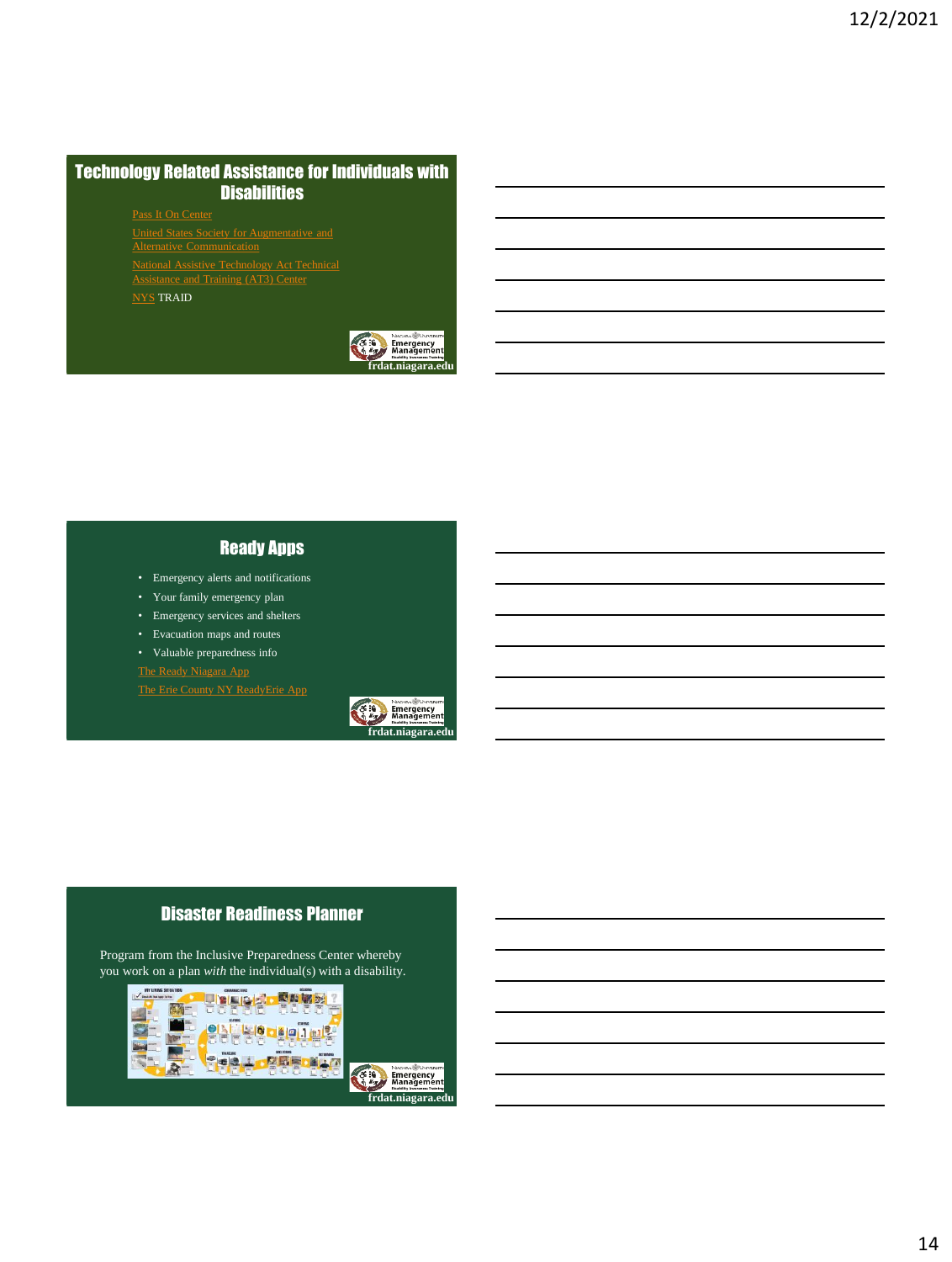## Technology Related Assistance for Individuals with Disabilities

Pass It On Center

United States Society for Augmentative and Alternative Communication

National Assistive Technology Act Technical Assistance and Training (AT3) Center

NYS TRAID

frdat.niagara.edu

## Ready Apps

- Emergency alerts and notifications
- Your family emergency plan
- Emergency services and shelters
- Evacuation maps and routes
- Valuable preparedness info

The Ready Niagara App

The Erie County NY ReadyErie App

frdat.niagara.edu

## Disaster Readiness Planner

Program from the Inclusive Preparedness Center whereby you work on a plan *with* the individual(s) with a disability.

frdat.niagara.edu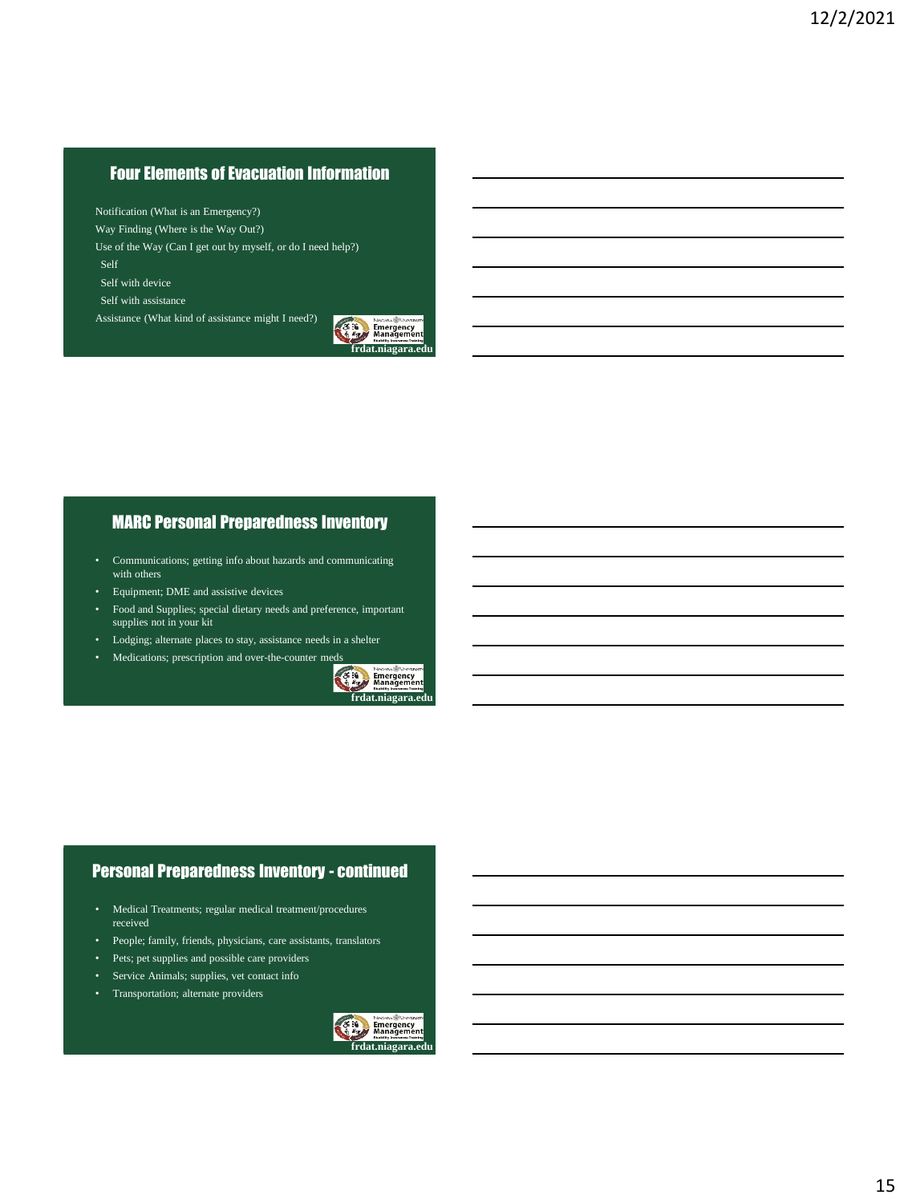## Four Elements of Evacuation Information

Notification (What is an Emergency?)

Way Finding (Where is the Way Out?)

Use of the Way (Can I get out by myself, or do I need help?)

- Self
- Self with device
- Self with assistance

Assistance (What kind of assistance might I need?)

frdat.niagara.edu

## MARC Personal Preparedness Inventory

- Communications; getting info about hazards and communicating with others
- Equipment; DME and assistive devices
- Food and Supplies; special dietary needs and preference, important supplies not in your kit
- Lodging; alternate places to stay, assistance needs in a shelter
- Medications; prescription and over-the-counter meds

frdat.niagara.edu

## Personal Preparedness Inventory - continued

- Medical Treatments; regular medical treatment/procedures received
- People; family, friends, physicians, care assistants, translators
- Pets; pet supplies and possible care providers
- Service Animals; supplies, vet contact info
- Transportation; alternate providers

frdat.niagara.edu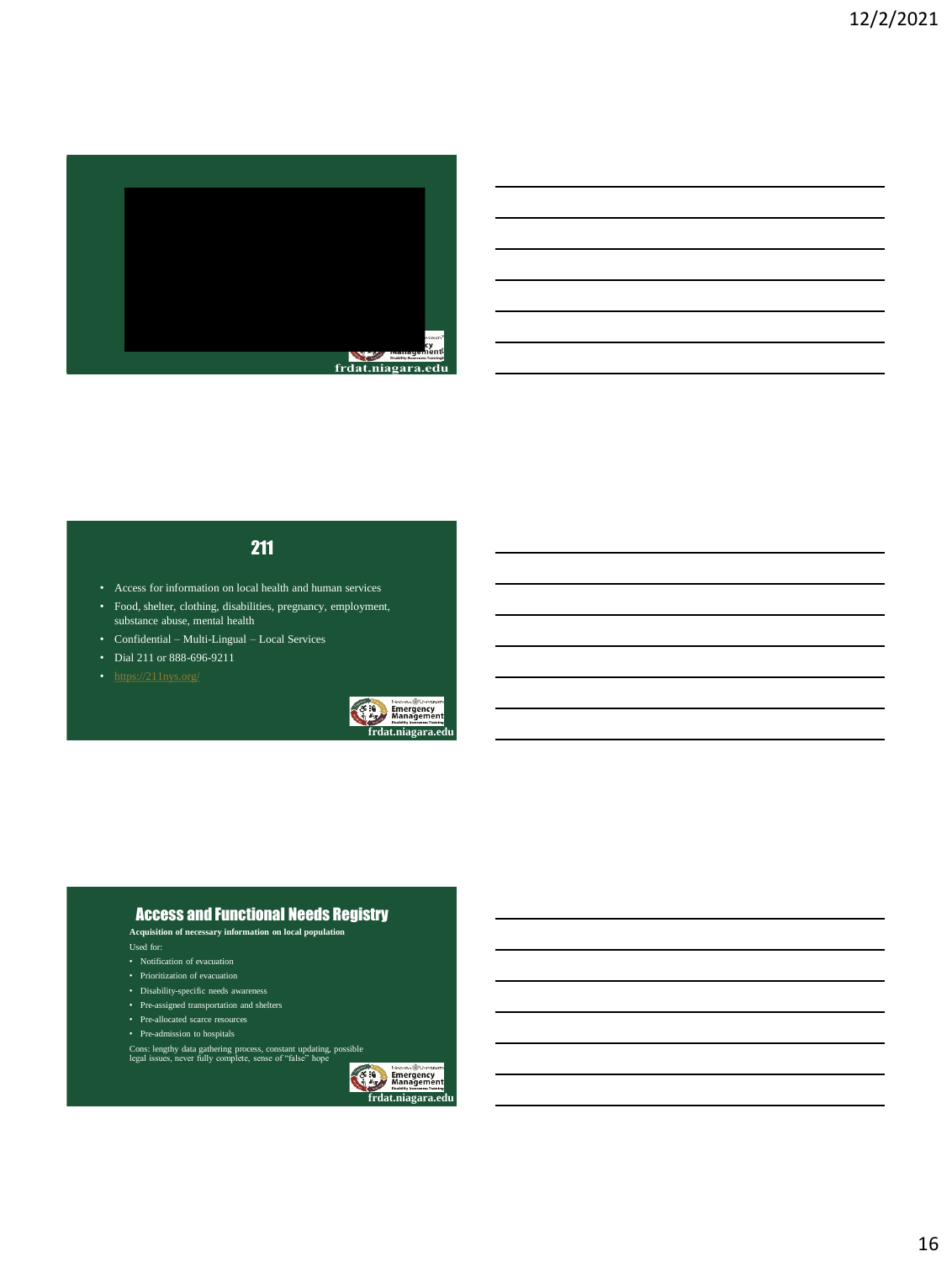## 211

- Access for information on local health and human services
- Food, shelter, clothing, disabilities, pregnancy, employment, substance abuse, mental health
- Confidential – Multi-Lingual – Local Services
- Dial 211 or 888-696-9211
- https://211nys.org/

frdat.niagara.edu

## Access and Functional Needs Registry

**Acquisition of necessary information on local population**

Used for:

- Notification of evacuation
- Prioritization of evacuation
- Disability-specific needs awareness
- Pre-assigned transportation and shelters
- Pre-allocated scarce resources
- Pre-admission to hospitals

Cons: lengthy data gathering process, constant updating, possible legal issues, never fully complete, sense of "false" hope

frdat.niagara.edu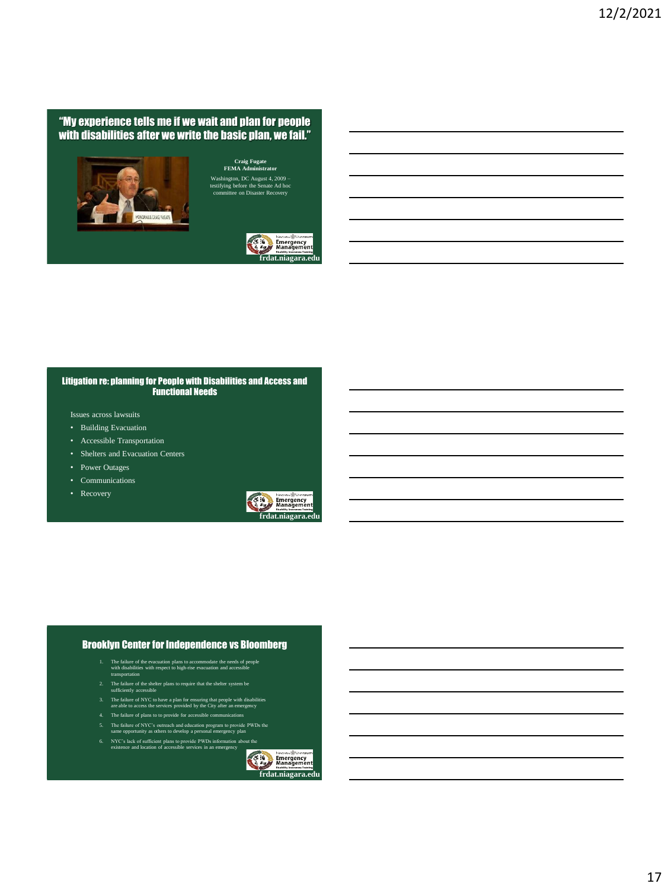## "My experience tells me if we wait and plan for people with disabilities after we write the basic plan, we fail."

**Craig Fugate**
**FEMA Administrator**
Washington, DC August 4, 2009 – testifying before the Senate Ad hoc committee on Disaster Recovery

frdat.niagara.edu

## Litigation re: planning for People with Disabilities and Access and Functional Needs

Issues across lawsuits

- Building Evacuation
- Accessible Transportation
- Shelters and Evacuation Centers
- Power Outages
- Communications
- Recovery

frdat.niagara.edu

## Brooklyn Center for Independence vs Bloomberg

1. The failure of the evacuation plans to accommodate the needs of people with disabilities with respect to high-rise evacuation and accessible transportation
2. The failure of the shelter plans to require that the shelter system be sufficiently accessible
3. The failure of NYC to have a plan for ensuring that people with disabilities are able to access the services provided by the City after an emergency
4. The failure of plans to to provide for accessible communications
5. The failure of NYC's outreach and education program to provide PWDs the same opportunity as others to develop a personal emergency plan
6. NYC's lack of sufficient plans to provide PWDs information about the existence and location of accessible services in an emergency

frdat.niagara.edu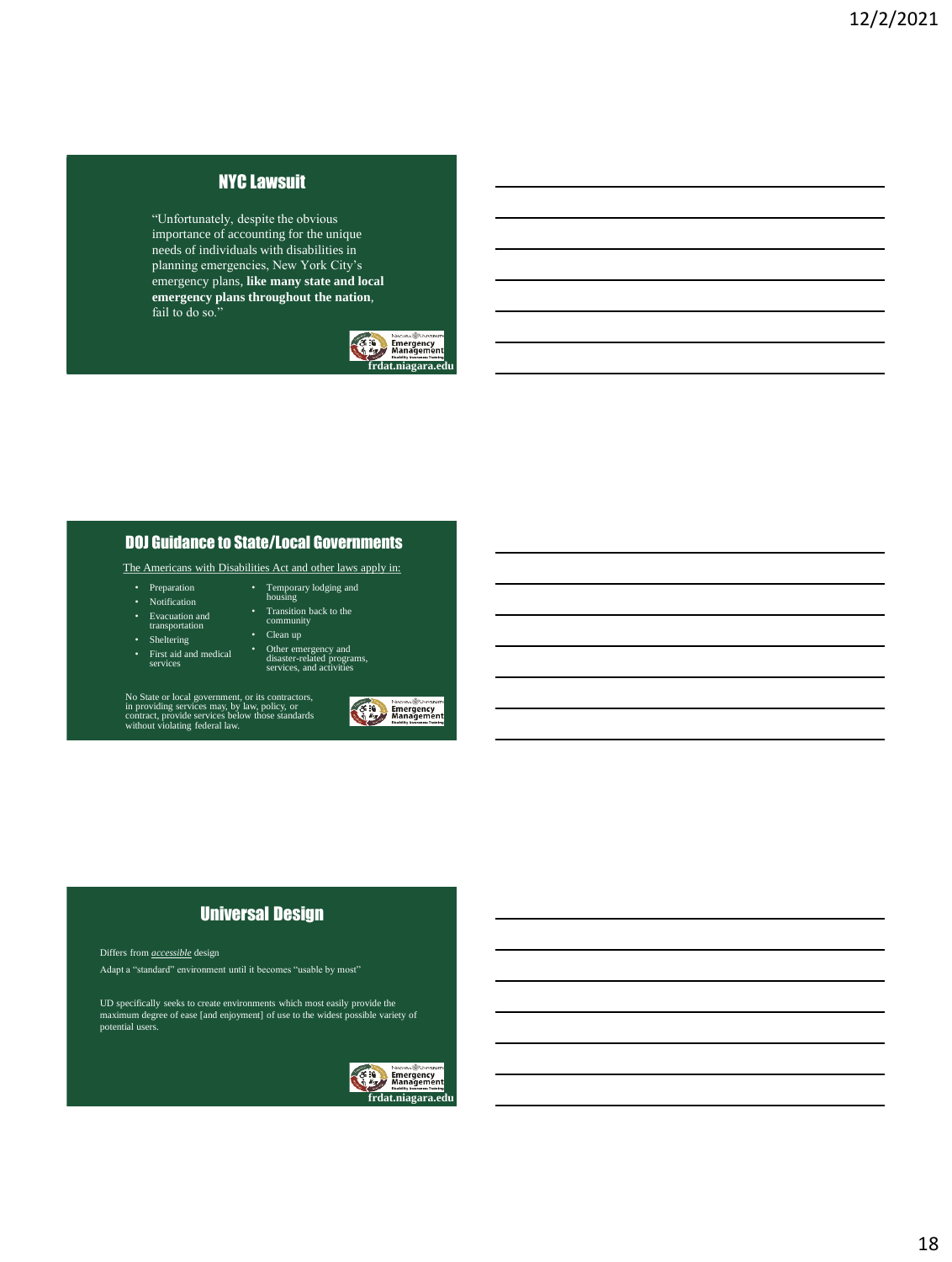## NYC Lawsuit

"Unfortunately, despite the obvious importance of accounting for the unique needs of individuals with disabilities in planning emergencies, New York City's emergency plans, **like many state and local emergency plans throughout the nation**, fail to do so."

frdat.niagara.edu

## DOJ Guidance to State/Local Governments

The Americans with Disabilities Act and other laws apply in:

- Preparation
- Notification
- Evacuation and transportation
- Sheltering
- First aid and medical services
- Temporary lodging and housing
- Transition back to the community
- Clean up
- Other emergency and disaster-related programs, services, and activities

No State or local government, or its contractors, in providing services may, by law, policy, or contract, provide services below those standards without violating federal law.

## Universal Design

Differs from *accessible* design

Adapt a "standard" environment until it becomes "usable by most"

UD specifically seeks to create environments which most easily provide the maximum degree of ease [and enjoyment] of use to the widest possible variety of potential users.

frdat.niagara.edu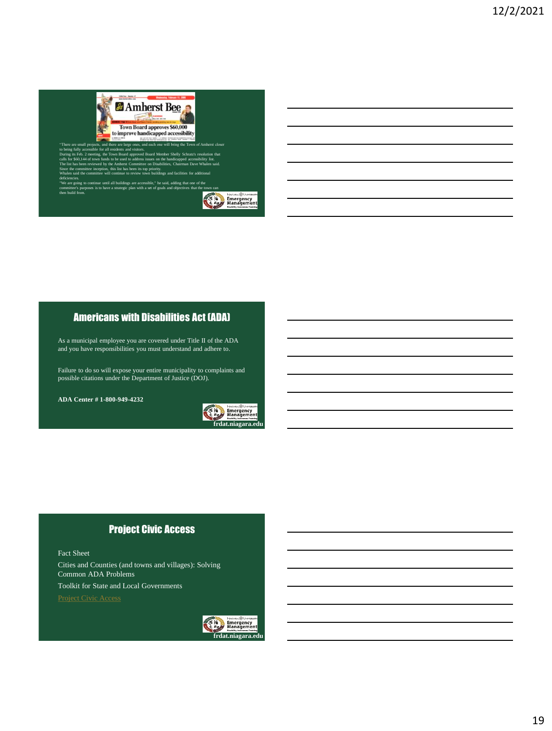**Amherst Bee**

**Town Board approves $60,000 to improve handicapped accessibility**

"There are small projects, and there are large ones, and each one will bring the Town of Amherst closer to being fully accessible for all residents and visitors.

During its Feb. 2 meeting, the Town Board approved Board Member Shelly Schratz's resolution that calls for $60,144 of town funds to be used to address issues on the handicapped accessibility list.

The list has been reviewed by the Amherst Committee on Disabilities, Chairman Dave Whalen said.

Since the committee inception, this list has been its top priority.

Whalen said the committee will continue to review town buildings and facilities for additional deficiencies.

"We are going to continue until all buildings are accessible," he said, adding that one of the committee's purposes is to have a strategic plan with a set of goals and objectives that the town can then build from.

## Americans with Disabilities Act (ADA)

As a municipal employee you are covered under Title II of the ADA and you have responsibilities you must understand and adhere to.

Failure to do so will expose your entire municipality to complaints and possible citations under the Department of Justice (DOJ).

**ADA Center # 1-800-949-4232**

frdat.niagara.edu

## Project Civic Access

Fact Sheet

Cities and Counties (and towns and villages): Solving Common ADA Problems

Toolkit for State and Local Governments

Project Civic Access

frdat.niagara.edu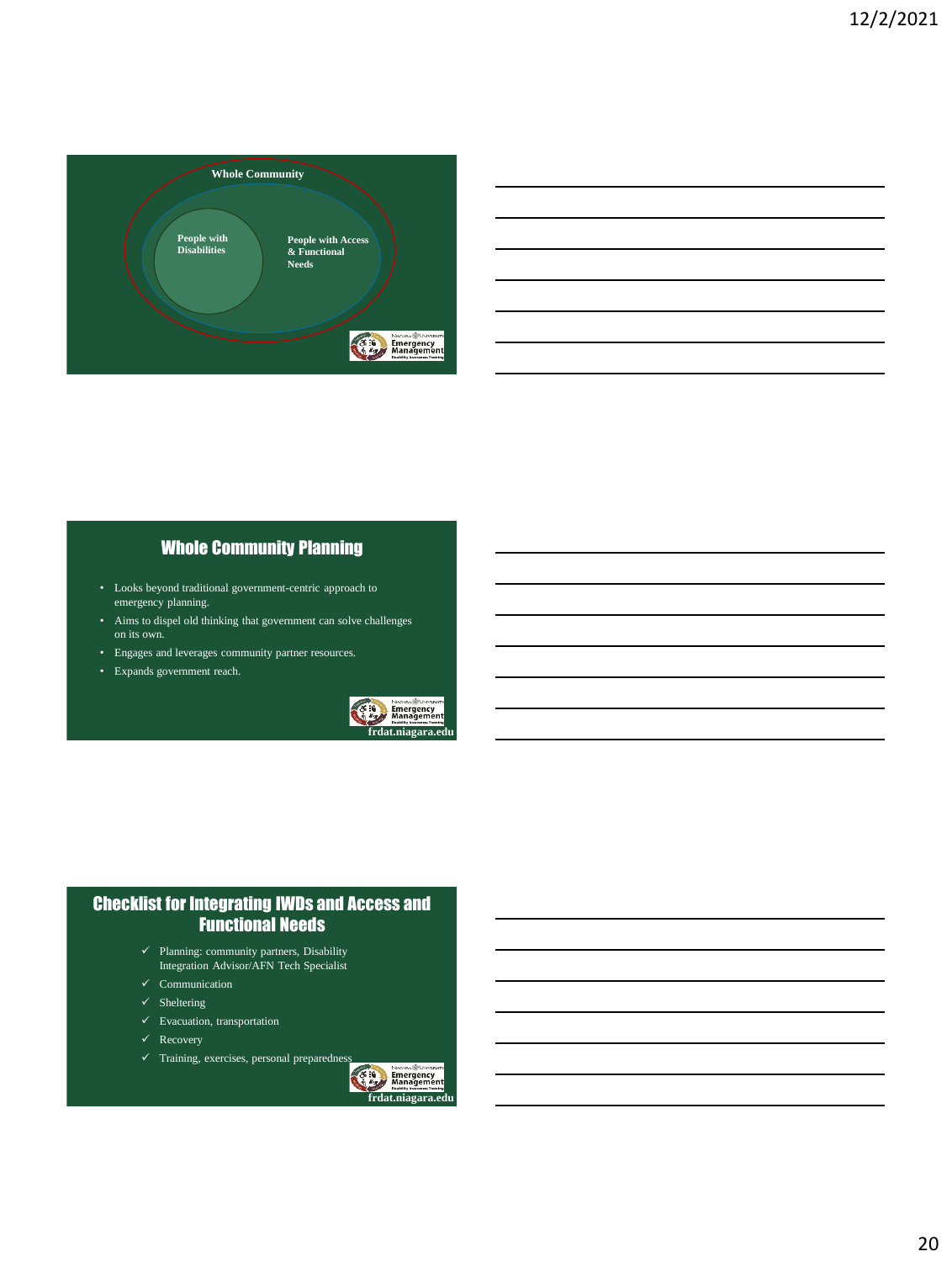**Whole Community**

**People with Disabilities**

**People with Access & Functional Needs**

## Whole Community Planning

- Looks beyond traditional government-centric approach to emergency planning.
- Aims to dispel old thinking that government can solve challenges on its own.
- Engages and leverages community partner resources.
- Expands government reach.

frdat.niagara.edu

## Checklist for Integrating IWDs and Access and Functional Needs

- ✓ Planning: community partners, Disability Integration Advisor/AFN Tech Specialist
- ✓ Communication
- ✓ Sheltering
- ✓ Evacuation, transportation
- ✓ Recovery
- ✓ Training, exercises, personal preparedness

frdat.niagara.edu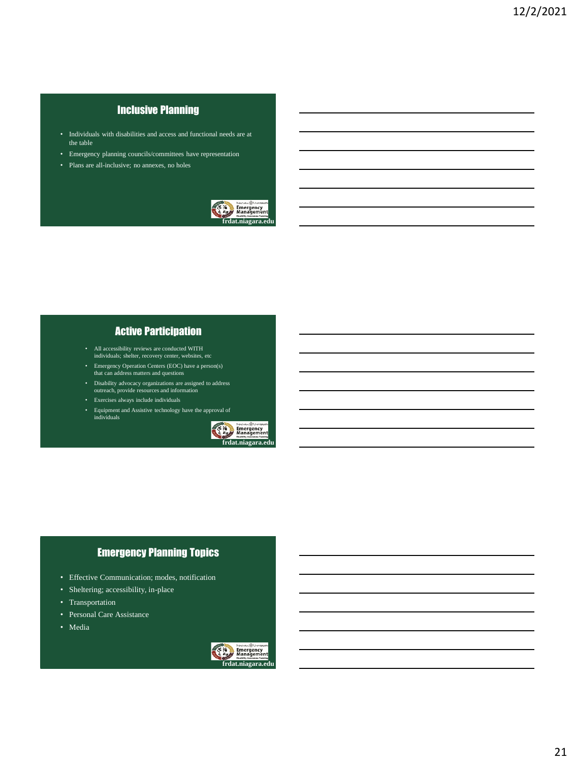## Inclusive Planning

- Individuals with disabilities and access and functional needs are at the table
- Emergency planning councils/committees have representation
- Plans are all-inclusive; no annexes, no holes

frdat.niagara.edu

## Active Participation

- All accessibility reviews are conducted WITH individuals; shelter, recovery center, websites, etc
- Emergency Operation Centers (EOC) have a person(s) that can address matters and questions
- Disability advocacy organizations are assigned to address outreach, provide resources and information
- Exercises always include individuals
- Equipment and Assistive technology have the approval of individuals

frdat.niagara.edu

## Emergency Planning Topics

- Effective Communication; modes, notification
- Sheltering; accessibility, in-place
- Transportation
- Personal Care Assistance
- Media

frdat.niagara.edu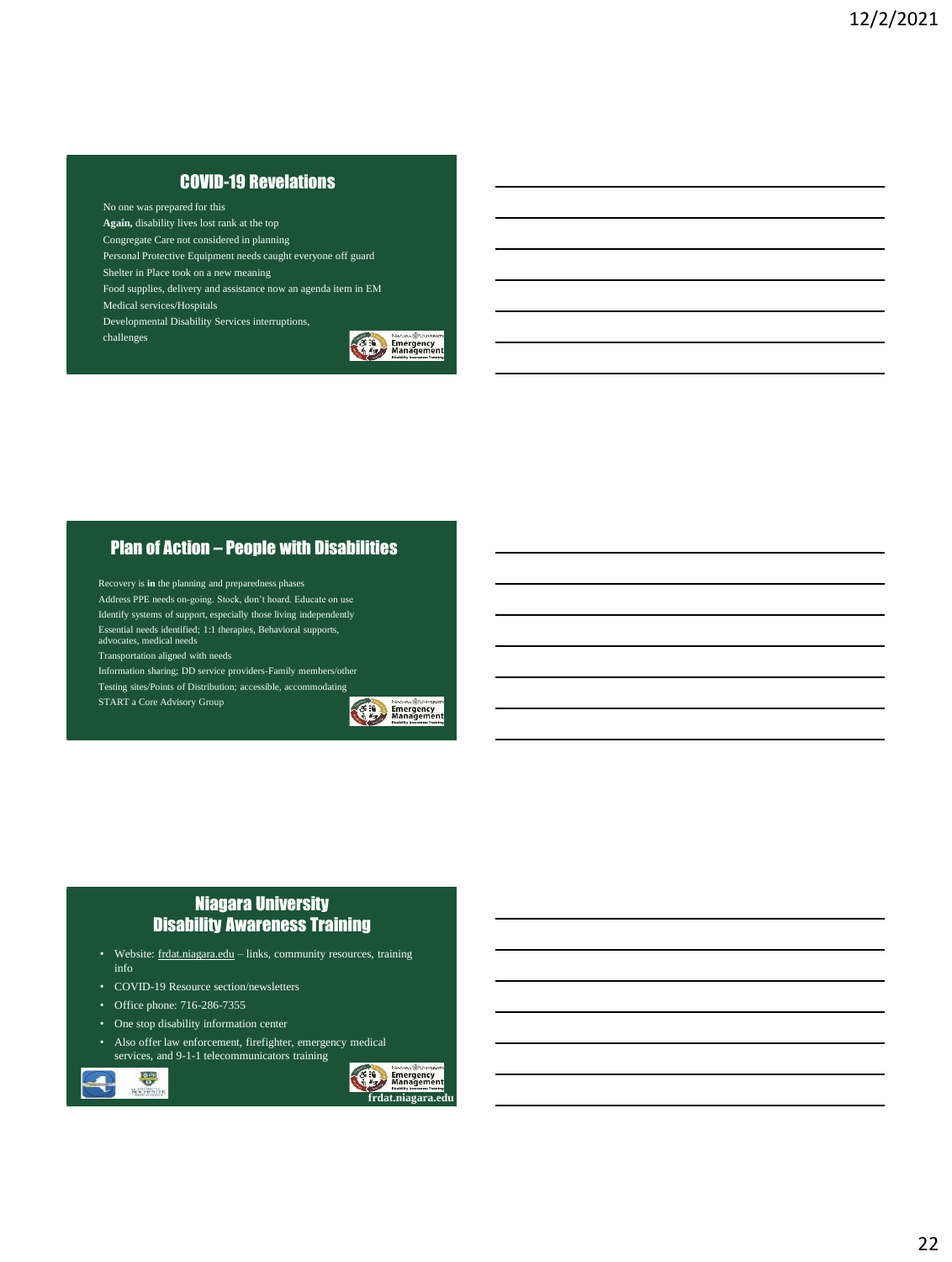## COVID-19 Revelations

No one was prepared for this
**Again,** disability lives lost rank at the top
Congregate Care not considered in planning
Personal Protective Equipment needs caught everyone off guard
Shelter in Place took on a new meaning
Food supplies, delivery and assistance now an agenda item in EM
Medical services/Hospitals
Developmental Disability Services interruptions, challenges

## Plan of Action – People with Disabilities

Recovery is **in** the planning and preparedness phases
Address PPE needs on-going. Stock, don't hoard. Educate on use
Identify systems of support, especially those living independently
Essential needs identified; 1:1 therapies, Behavioral supports, advocates, medical needs
Transportation aligned with needs
Information sharing; DD service providers-Family members/other
Testing sites/Points of Distribution; accessible, accommodating
START a Core Advisory Group

## Niagara University Disability Awareness Training

- Website: frdat.niagara.edu – links, community resources, training info
- COVID-19 Resource section/newsletters
- Office phone: 716-286-7355
- One stop disability information center
- Also offer law enforcement, firefighter, emergency medical services, and 9-1-1 telecommunicators training

frdat.niagara.edu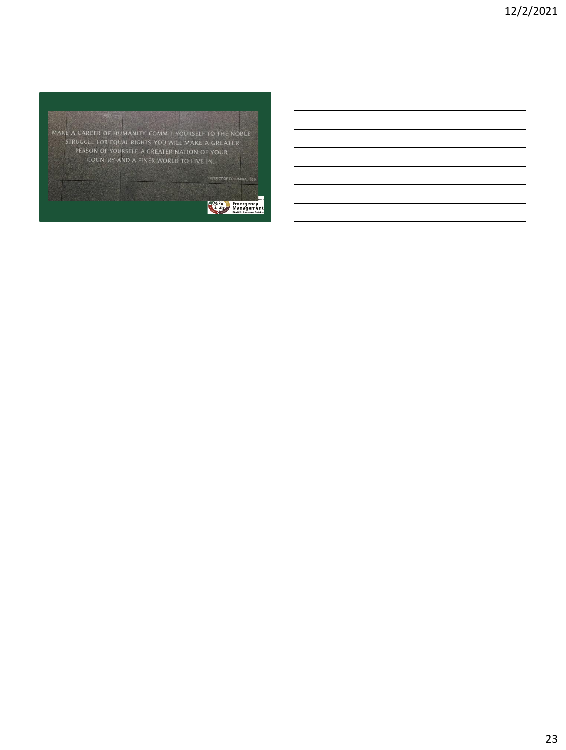MAKE A CAREER OF HUMANITY. COMMIT YOURSELF TO THE NOBLE STRUGGLE FOR EQUAL RIGHTS. YOU WILL MAKE A GREATER PERSON OF YOURSELF, A GREATER NATION OF YOUR COUNTRY, AND A FINER WORLD TO LIVE IN.

DISTRICT OF COLUMBIA, 1959

Emergency Management